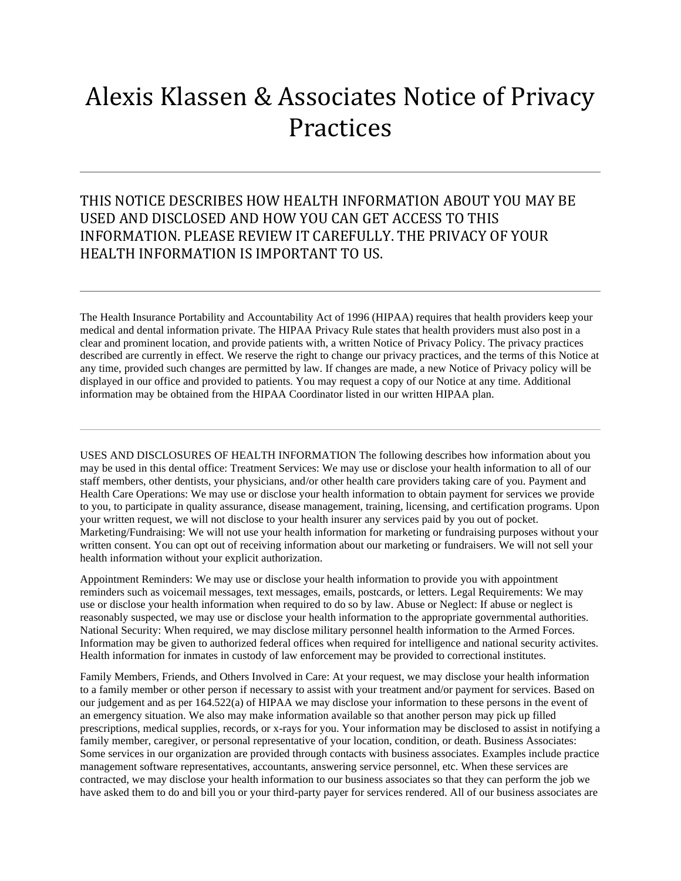# Alexis Klassen & Associates Notice of Privacy Practices

---

## THIS NOTICE DESCRIBES HOW HEALTH INFORMATION ABOUT YOU MAY BE USED AND DISCLOSED AND HOW YOU CAN GET ACCESS TO THIS INFORMATION. PLEASE REVIEW IT CAREFULLY. THE PRIVACY OF YOUR HEALTH INFORMATION IS IMPORTANT TO US.

---

The Health Insurance Portability and Accountability Act of 1996 (HIPAA) requires that health providers keep your medical and dental information private. The HIPAA Privacy Rule states that health providers must also post in a clear and prominent location, and provide patients with, a written Notice of Privacy Policy. The privacy practices described are currently in effect. We reserve the right to change our privacy practices, and the terms of this Notice at any time, provided such changes are permitted by law. If changes are made, a new Notice of Privacy policy will be displayed in our office and provided to patients. You may request a copy of our Notice at any time. Additional information may be obtained from the HIPAA Coordinator listed in our written HIPAA plan.

---

USES AND DISCLOSURES OF HEALTH INFORMATION The following describes how information about you may be used in this dental office: Treatment Services: We may use or disclose your health information to all of our staff members, other dentists, your physicians, and/or other health care providers taking care of you. Payment and Health Care Operations: We may use or disclose your health information to obtain payment for services we provide to you, to participate in quality assurance, disease management, training, licensing, and certification programs. Upon your written request, we will not disclose to your health insurer any services paid by you out of pocket. Marketing/Fundraising: We will not use your health information for marketing or fundraising purposes without your written consent. You can opt out of receiving information about our marketing or fundraisers. We will not sell your health information without your explicit authorization.

Appointment Reminders: We may use or disclose your health information to provide you with appointment reminders such as voicemail messages, text messages, emails, postcards, or letters. Legal Requirements: We may use or disclose your health information when required to do so by law. Abuse or Neglect: If abuse or neglect is reasonably suspected, we may use or disclose your health information to the appropriate governmental authorities. National Security: When required, we may disclose military personnel health information to the Armed Forces. Information may be given to authorized federal offices when required for intelligence and national security activites. Health information for inmates in custody of law enforcement may be provided to correctional institutes.

Family Members, Friends, and Others Involved in Care: At your request, we may disclose your health information to a family member or other person if necessary to assist with your treatment and/or payment for services. Based on our judgement and as per 164.522(a) of HIPAA we may disclose your information to these persons in the event of an emergency situation. We also may make information available so that another person may pick up filled prescriptions, medical supplies, records, or x-rays for you. Your information may be disclosed to assist in notifying a family member, caregiver, or personal representative of your location, condition, or death. Business Associates: Some services in our organization are provided through contacts with business associates. Examples include practice management software representatives, accountants, answering service personnel, etc. When these services are contracted, we may disclose your health information to our business associates so that they can perform the job we have asked them to do and bill you or your third-party payer for services rendered. All of our business associates are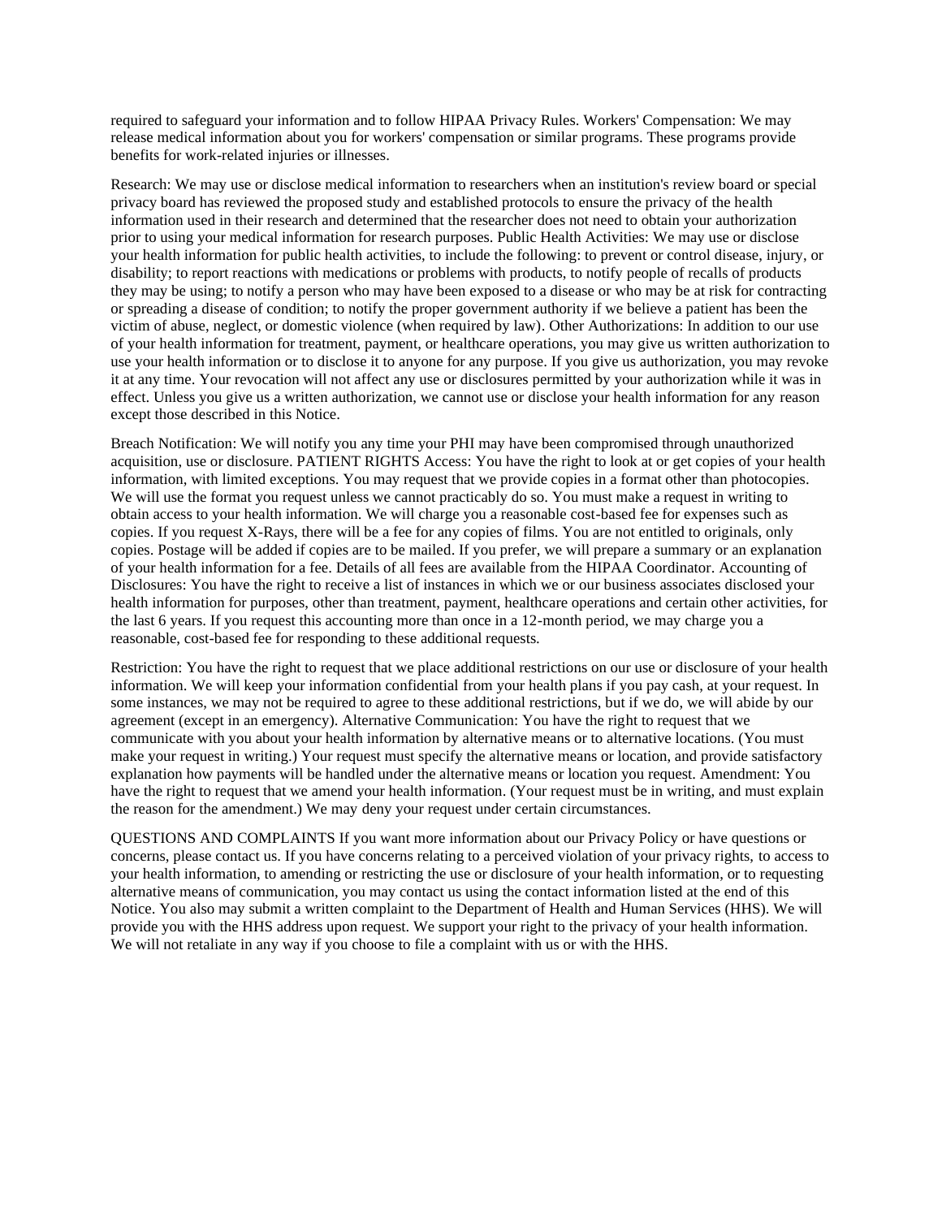required to safeguard your information and to follow HIPAA Privacy Rules. Workers' Compensation: We may release medical information about you for workers' compensation or similar programs. These programs provide benefits for work-related injuries or illnesses.

Research: We may use or disclose medical information to researchers when an institution's review board or special privacy board has reviewed the proposed study and established protocols to ensure the privacy of the health information used in their research and determined that the researcher does not need to obtain your authorization prior to using your medical information for research purposes. Public Health Activities: We may use or disclose your health information for public health activities, to include the following: to prevent or control disease, injury, or disability; to report reactions with medications or problems with products, to notify people of recalls of products they may be using; to notify a person who may have been exposed to a disease or who may be at risk for contracting or spreading a disease of condition; to notify the proper government authority if we believe a patient has been the victim of abuse, neglect, or domestic violence (when required by law). Other Authorizations: In addition to our use of your health information for treatment, payment, or healthcare operations, you may give us written authorization to use your health information or to disclose it to anyone for any purpose. If you give us authorization, you may revoke it at any time. Your revocation will not affect any use or disclosures permitted by your authorization while it was in effect. Unless you give us a written authorization, we cannot use or disclose your health information for any reason except those described in this Notice.

Breach Notification: We will notify you any time your PHI may have been compromised through unauthorized acquisition, use or disclosure. PATIENT RIGHTS Access: You have the right to look at or get copies of your health information, with limited exceptions. You may request that we provide copies in a format other than photocopies. We will use the format you request unless we cannot practicably do so. You must make a request in writing to obtain access to your health information. We will charge you a reasonable cost-based fee for expenses such as copies. If you request X-Rays, there will be a fee for any copies of films. You are not entitled to originals, only copies. Postage will be added if copies are to be mailed. If you prefer, we will prepare a summary or an explanation of your health information for a fee. Details of all fees are available from the HIPAA Coordinator. Accounting of Disclosures: You have the right to receive a list of instances in which we or our business associates disclosed your health information for purposes, other than treatment, payment, healthcare operations and certain other activities, for the last 6 years. If you request this accounting more than once in a 12-month period, we may charge you a reasonable, cost-based fee for responding to these additional requests.

Restriction: You have the right to request that we place additional restrictions on our use or disclosure of your health information. We will keep your information confidential from your health plans if you pay cash, at your request. In some instances, we may not be required to agree to these additional restrictions, but if we do, we will abide by our agreement (except in an emergency). Alternative Communication: You have the right to request that we communicate with you about your health information by alternative means or to alternative locations. (You must make your request in writing.) Your request must specify the alternative means or location, and provide satisfactory explanation how payments will be handled under the alternative means or location you request. Amendment: You have the right to request that we amend your health information. (Your request must be in writing, and must explain the reason for the amendment.) We may deny your request under certain circumstances.

QUESTIONS AND COMPLAINTS If you want more information about our Privacy Policy or have questions or concerns, please contact us. If you have concerns relating to a perceived violation of your privacy rights, to access to your health information, to amending or restricting the use or disclosure of your health information, or to requesting alternative means of communication, you may contact us using the contact information listed at the end of this Notice. You also may submit a written complaint to the Department of Health and Human Services (HHS). We will provide you with the HHS address upon request. We support your right to the privacy of your health information. We will not retaliate in any way if you choose to file a complaint with us or with the HHS.